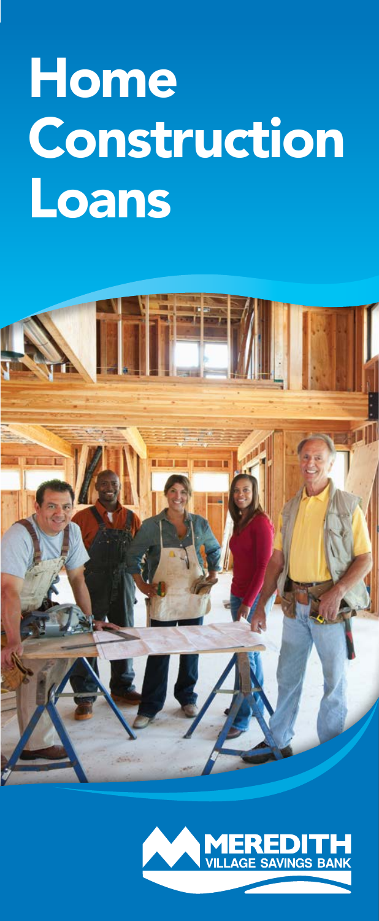# Home Construction Loans

MEREDITH VILLAGE SAVINGS BANK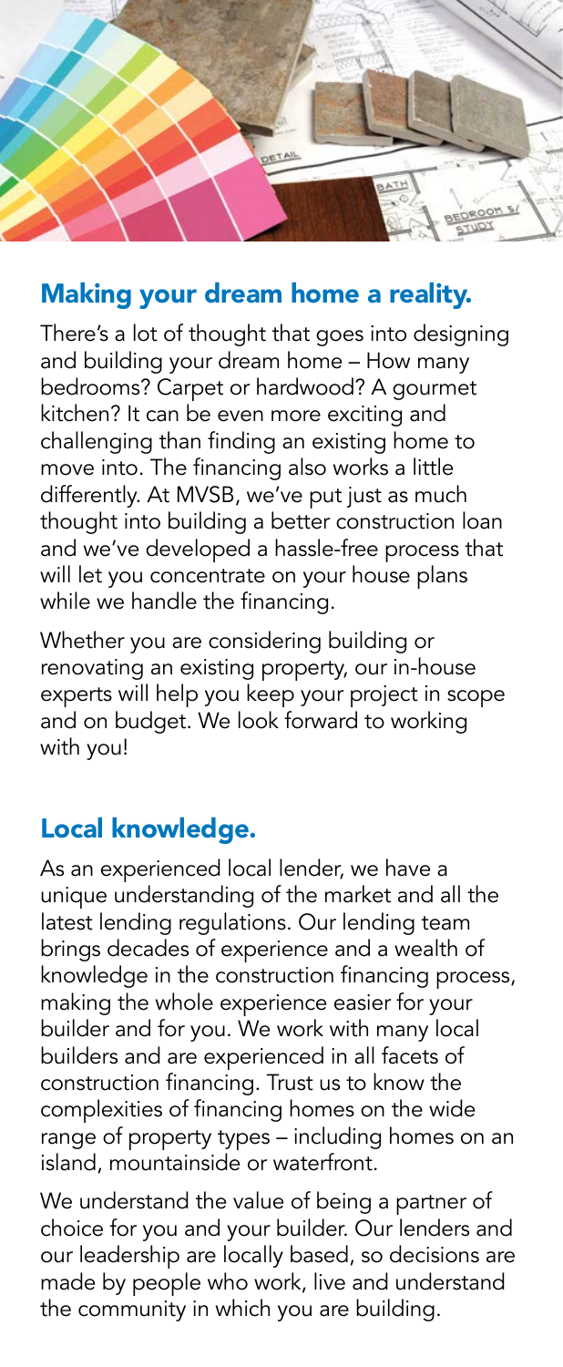## Making your dream home a reality.

There's a lot of thought that goes into designing and building your dream home – How many bedrooms? Carpet or hardwood? A gourmet kitchen? It can be even more exciting and challenging than finding an existing home to move into. The financing also works a little differently. At MVSB, we've put just as much thought into building a better construction loan and we've developed a hassle-free process that will let you concentrate on your house plans while we handle the financing.

Whether you are considering building or renovating an existing property, our in-house experts will help you keep your project in scope and on budget. We look forward to working with you!

## Local knowledge.

As an experienced local lender, we have a unique understanding of the market and all the latest lending regulations. Our lending team brings decades of experience and a wealth of knowledge in the construction financing process, making the whole experience easier for your builder and for you. We work with many local builders and are experienced in all facets of construction financing. Trust us to know the complexities of financing homes on the wide range of property types – including homes on an island, mountainside or waterfront.

We understand the value of being a partner of choice for you and your builder. Our lenders and our leadership are locally based, so decisions are made by people who work, live and understand the community in which you are building.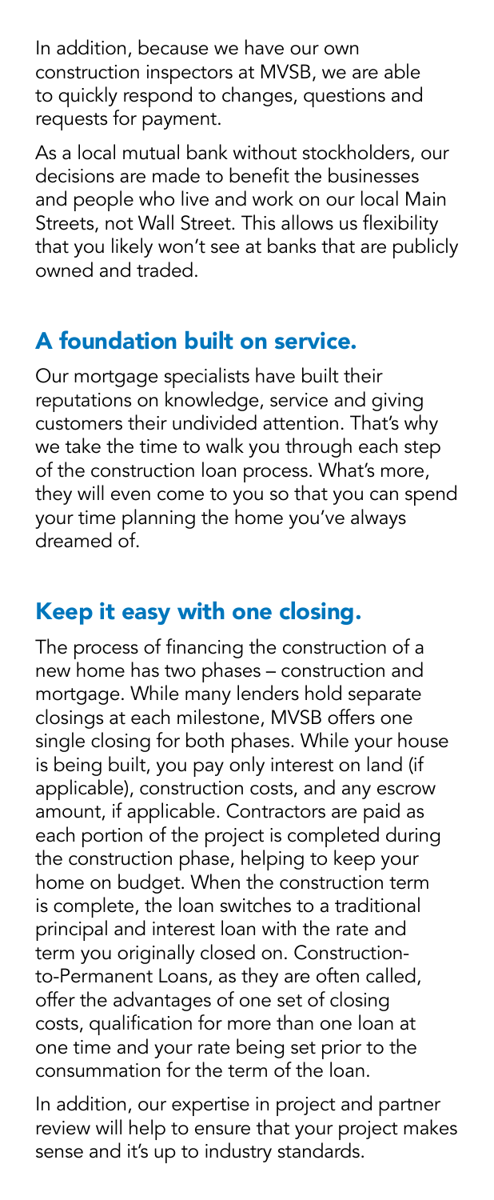In addition, because we have our own construction inspectors at MVSB, we are able to quickly respond to changes, questions and requests for payment.

As a local mutual bank without stockholders, our decisions are made to benefit the businesses and people who live and work on our local Main Streets, not Wall Street. This allows us flexibility that you likely won't see at banks that are publicly owned and traded.

## A foundation built on service.

Our mortgage specialists have built their reputations on knowledge, service and giving customers their undivided attention. That's why we take the time to walk you through each step of the construction loan process. What's more, they will even come to you so that you can spend your time planning the home you've always dreamed of.

## Keep it easy with one closing.

The process of financing the construction of a new home has two phases – construction and mortgage. While many lenders hold separate closings at each milestone, MVSB offers one single closing for both phases. While your house is being built, you pay only interest on land (if applicable), construction costs, and any escrow amount, if applicable. Contractors are paid as each portion of the project is completed during the construction phase, helping to keep your home on budget. When the construction term is complete, the loan switches to a traditional principal and interest loan with the rate and term you originally closed on. Construction-to-Permanent Loans, as they are often called, offer the advantages of one set of closing costs, qualification for more than one loan at one time and your rate being set prior to the consummation for the term of the loan.

In addition, our expertise in project and partner review will help to ensure that your project makes sense and it's up to industry standards.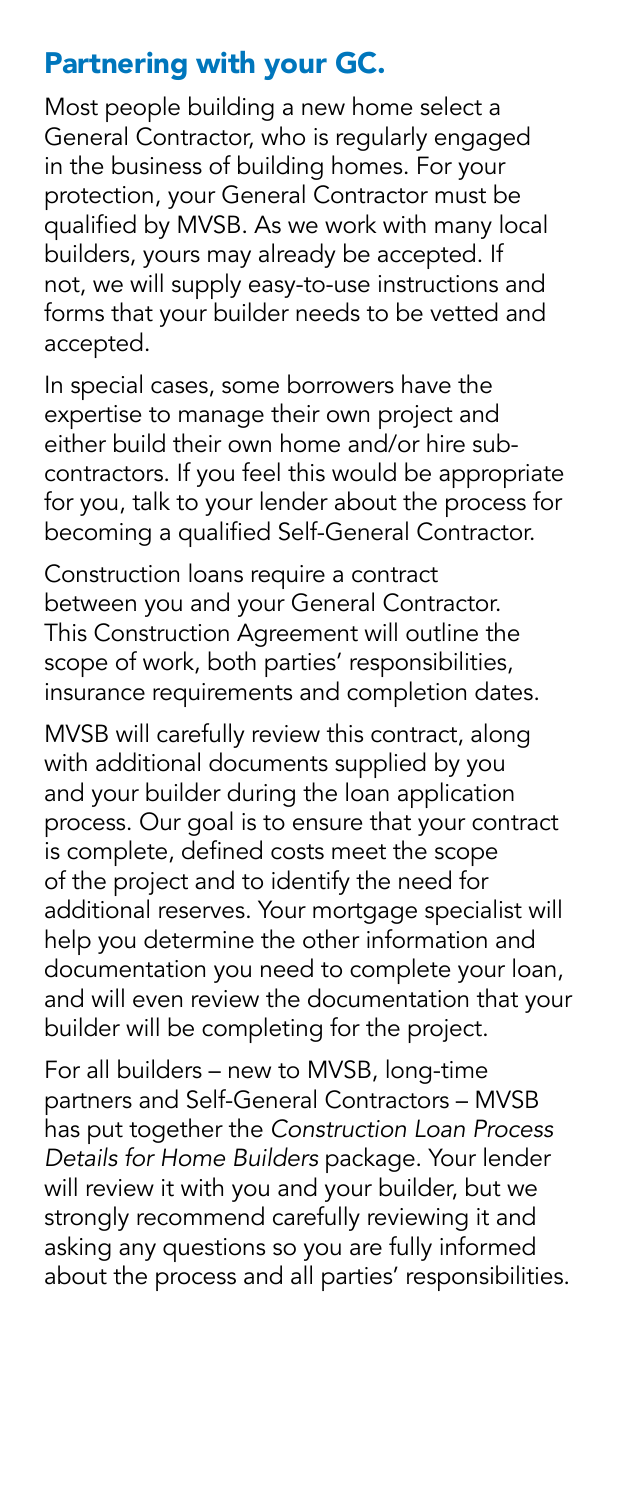## Partnering with your GC.

Most people building a new home select a General Contractor, who is regularly engaged in the business of building homes. For your protection, your General Contractor must be qualified by MVSB. As we work with many local builders, yours may already be accepted. If not, we will supply easy-to-use instructions and forms that your builder needs to be vetted and accepted.

In special cases, some borrowers have the expertise to manage their own project and either build their own home and/or hire sub-contractors. If you feel this would be appropriate for you, talk to your lender about the process for becoming a qualified Self-General Contractor.

Construction loans require a contract between you and your General Contractor. This Construction Agreement will outline the scope of work, both parties' responsibilities, insurance requirements and completion dates.

MVSB will carefully review this contract, along with additional documents supplied by you and your builder during the loan application process. Our goal is to ensure that your contract is complete, defined costs meet the scope of the project and to identify the need for additional reserves. Your mortgage specialist will help you determine the other information and documentation you need to complete your loan, and will even review the documentation that your builder will be completing for the project.

For all builders – new to MVSB, long-time partners and Self-General Contractors – MVSB has put together the *Construction Loan Process Details for Home Builders* package. Your lender will review it with you and your builder, but we strongly recommend carefully reviewing it and asking any questions so you are fully informed about the process and all parties' responsibilities.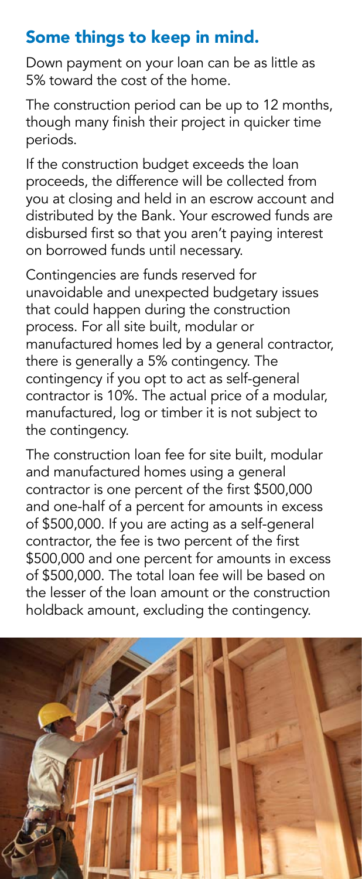## Some things to keep in mind.

Down payment on your loan can be as little as 5% toward the cost of the home.

The construction period can be up to 12 months, though many finish their project in quicker time periods.

If the construction budget exceeds the loan proceeds, the difference will be collected from you at closing and held in an escrow account and distributed by the Bank. Your escrowed funds are disbursed first so that you aren't paying interest on borrowed funds until necessary.

Contingencies are funds reserved for unavoidable and unexpected budgetary issues that could happen during the construction process. For all site built, modular or manufactured homes led by a general contractor, there is generally a 5% contingency. The contingency if you opt to act as self-general contractor is 10%. The actual price of a modular, manufactured, log or timber it is not subject to the contingency.

The construction loan fee for site built, modular and manufactured homes using a general contractor is one percent of the first $500,000 and one-half of a percent for amounts in excess of $500,000. If you are acting as a self-general contractor, the fee is two percent of the first $500,000 and one percent for amounts in excess of $500,000. The total loan fee will be based on the lesser of the loan amount or the construction holdback amount, excluding the contingency.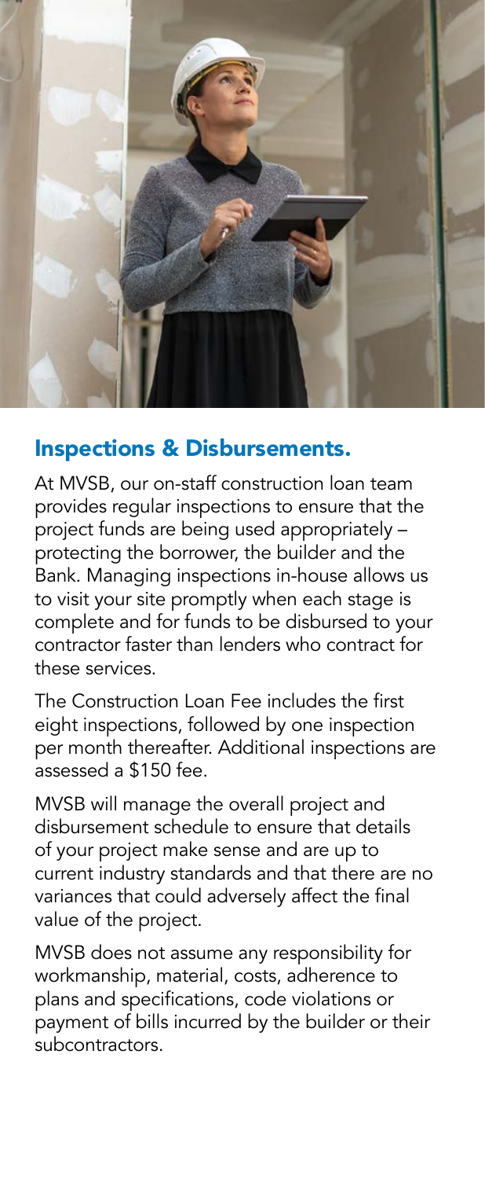## Inspections & Disbursements.

At MVSB, our on-staff construction loan team provides regular inspections to ensure that the project funds are being used appropriately – protecting the borrower, the builder and the Bank. Managing inspections in-house allows us to visit your site promptly when each stage is complete and for funds to be disbursed to your contractor faster than lenders who contract for these services.

The Construction Loan Fee includes the first eight inspections, followed by one inspection per month thereafter. Additional inspections are assessed a $150 fee.

MVSB will manage the overall project and disbursement schedule to ensure that details of your project make sense and are up to current industry standards and that there are no variances that could adversely affect the final value of the project.

MVSB does not assume any responsibility for workmanship, material, costs, adherence to plans and specifications, code violations or payment of bills incurred by the builder or their subcontractors.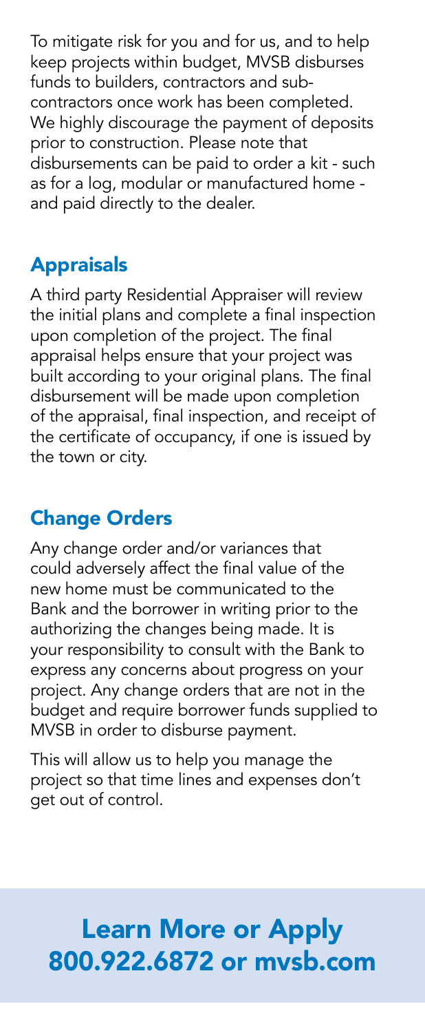To mitigate risk for you and for us, and to help keep projects within budget, MVSB disburses funds to builders, contractors and sub-contractors once work has been completed. We highly discourage the payment of deposits prior to construction. Please note that disbursements can be paid to order a kit - such as for a log, modular or manufactured home - and paid directly to the dealer.

## Appraisals

A third party Residential Appraiser will review the initial plans and complete a final inspection upon completion of the project. The final appraisal helps ensure that your project was built according to your original plans. The final disbursement will be made upon completion of the appraisal, final inspection, and receipt of the certificate of occupancy, if one is issued by the town or city.

## Change Orders

Any change order and/or variances that could adversely affect the final value of the new home must be communicated to the Bank and the borrower in writing prior to the authorizing the changes being made. It is your responsibility to consult with the Bank to express any concerns about progress on your project. Any change orders that are not in the budget and require borrower funds supplied to MVSB in order to disburse payment.

This will allow us to help you manage the project so that time lines and expenses don't get out of control.

## Learn More or Apply
## 800.922.6872 or mvsb.com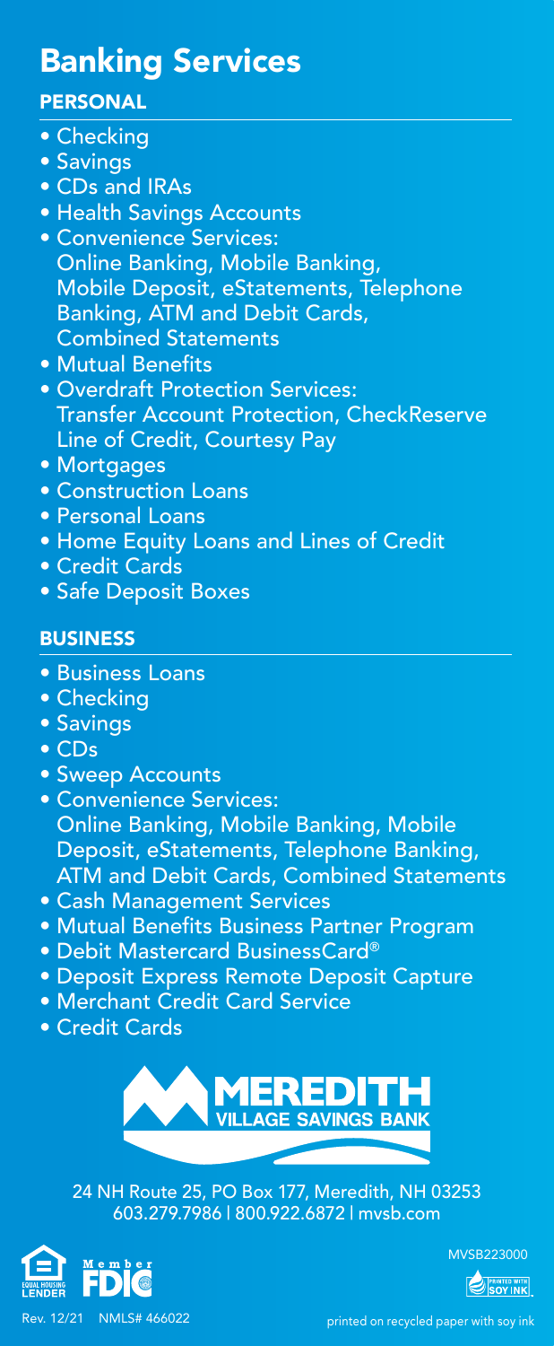# Banking Services

## PERSONAL

- Checking
- Savings
- CDs and IRAs
- Health Savings Accounts
- Convenience Services: Online Banking, Mobile Banking, Mobile Deposit, eStatements, Telephone Banking, ATM and Debit Cards, Combined Statements
- Mutual Benefits
- Overdraft Protection Services: Transfer Account Protection, CheckReserve Line of Credit, Courtesy Pay
- Mortgages
- Construction Loans
- Personal Loans
- Home Equity Loans and Lines of Credit
- Credit Cards
- Safe Deposit Boxes

## BUSINESS

- Business Loans
- Checking
- Savings
- CDs
- Sweep Accounts
- Convenience Services: Online Banking, Mobile Banking, Mobile Deposit, eStatements, Telephone Banking, ATM and Debit Cards, Combined Statements
- Cash Management Services
- Mutual Benefits Business Partner Program
- Debit Mastercard BusinessCard®
- Deposit Express Remote Deposit Capture
- Merchant Credit Card Service
- Credit Cards

MEREDITH VILLAGE SAVINGS BANK

24 NH Route 25, PO Box 177, Meredith, NH 03253
603.279.7986 | 800.922.6872 | mvsb.com

EQUAL HOUSING LENDER | Member FDIC

MVSB223000

Rev. 12/21 NMLS# 466022

printed on recycled paper with soy ink